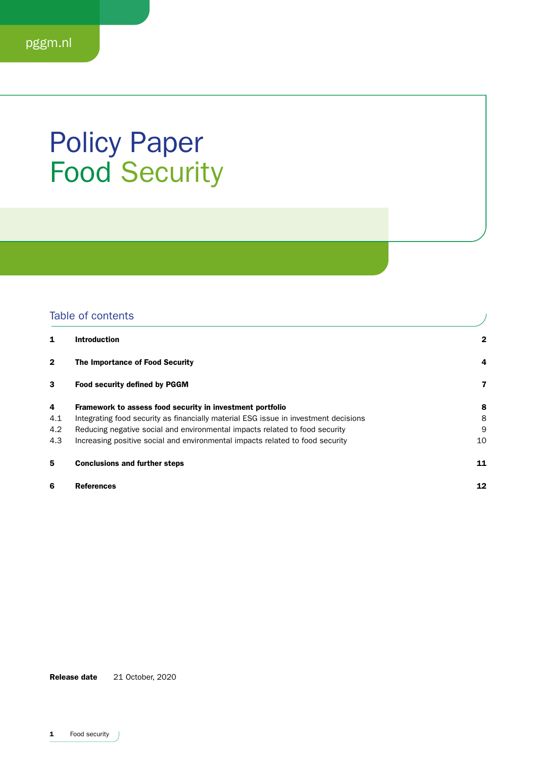pggm.nl

# Policy Paper
# Food Security

## Table of contents

| | | |
|---|---|---|
| **1** | **Introduction** | **2** |
| **2** | **The Importance of Food Security** | **4** |
| **3** | **Food security defined by PGGM** | **7** |
| **4** | **Framework to assess food security in investment portfolio** | **8** |
| 4.1 | Integrating food security as financially material ESG issue in investment decisions | 8 |
| 4.2 | Reducing negative social and environmental impacts related to food security | 9 |
| 4.3 | Increasing positive social and environmental impacts related to food security | 10 |
| **5** | **Conclusions and further steps** | **11** |
| **6** | **References** | **12** |

**Release date** 21 October, 2020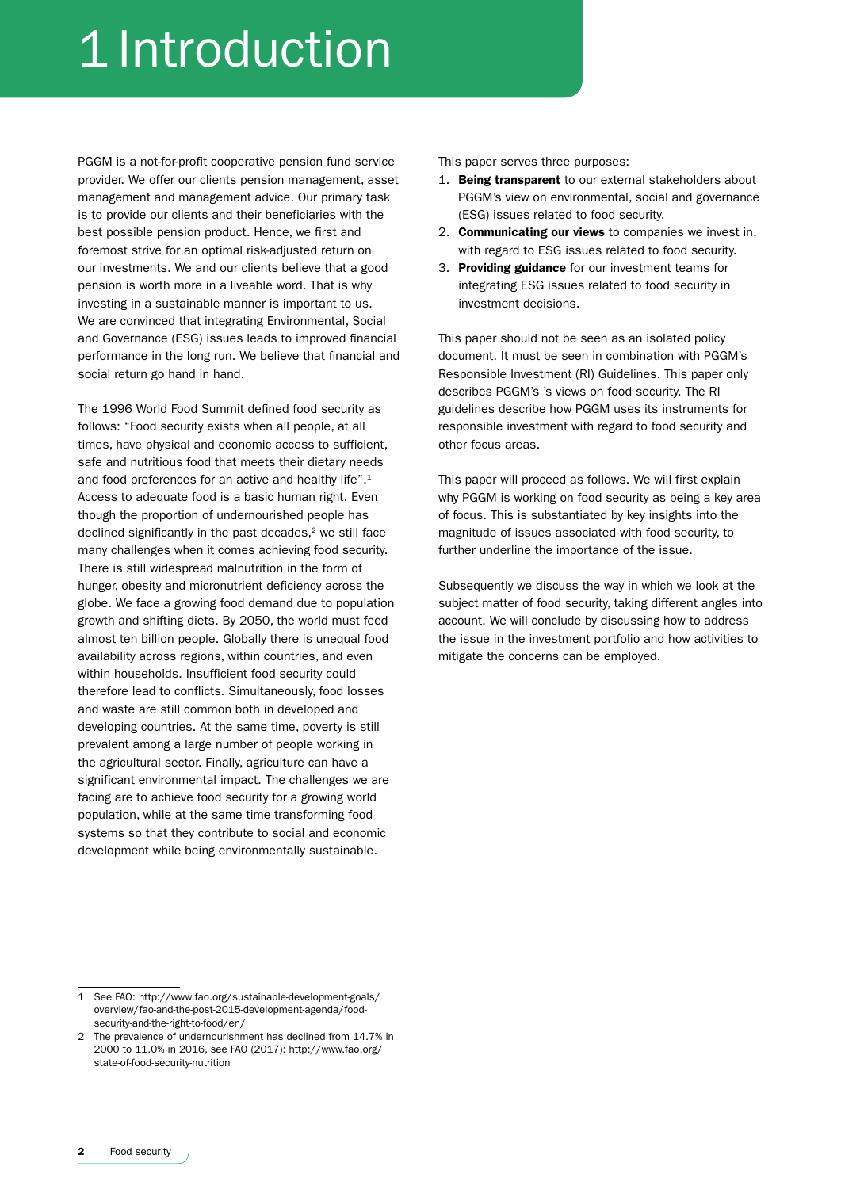# 1 Introduction

PGGM is a not-for-profit cooperative pension fund service provider. We offer our clients pension management, asset management and management advice. Our primary task is to provide our clients and their beneficiaries with the best possible pension product. Hence, we first and foremost strive for an optimal risk-adjusted return on our investments. We and our clients believe that a good pension is worth more in a liveable word. That is why investing in a sustainable manner is important to us. We are convinced that integrating Environmental, Social and Governance (ESG) issues leads to improved financial performance in the long run. We believe that financial and social return go hand in hand.

The 1996 World Food Summit defined food security as follows: "Food security exists when all people, at all times, have physical and economic access to sufficient, safe and nutritious food that meets their dietary needs and food preferences for an active and healthy life".[1] Access to adequate food is a basic human right. Even though the proportion of undernourished people has declined significantly in the past decades,[2] we still face many challenges when it comes achieving food security. There is still widespread malnutrition in the form of hunger, obesity and micronutrient deficiency across the globe. We face a growing food demand due to population growth and shifting diets. By 2050, the world must feed almost ten billion people. Globally there is unequal food availability across regions, within countries, and even within households. Insufficient food security could therefore lead to conflicts. Simultaneously, food losses and waste are still common both in developed and developing countries. At the same time, poverty is still prevalent among a large number of people working in the agricultural sector. Finally, agriculture can have a significant environmental impact. The challenges we are facing are to achieve food security for a growing world population, while at the same time transforming food systems so that they contribute to social and economic development while being environmentally sustainable.

This paper serves three purposes:

1. **Being transparent** to our external stakeholders about PGGM's view on environmental, social and governance (ESG) issues related to food security.
2. **Communicating our views** to companies we invest in, with regard to ESG issues related to food security.
3. **Providing guidance** for our investment teams for integrating ESG issues related to food security in investment decisions.

This paper should not be seen as an isolated policy document. It must be seen in combination with PGGM's Responsible Investment (RI) Guidelines. This paper only describes PGGM's 's views on food security. The RI guidelines describe how PGGM uses its instruments for responsible investment with regard to food security and other focus areas.

This paper will proceed as follows. We will first explain why PGGM is working on food security as being a key area of focus. This is substantiated by key insights into the magnitude of issues associated with food security, to further underline the importance of the issue.

Subsequently we discuss the way in which we look at the subject matter of food security, taking different angles into account. We will conclude by discussing how to address the issue in the investment portfolio and how activities to mitigate the concerns can be employed.

---

1 See FAO: http://www.fao.org/sustainable-development-goals/overview/fao-and-the-post-2015-development-agenda/food-security-and-the-right-to-food/en/

2 The prevalence of undernourishment has declined from 14.7% in 2000 to 11.0% in 2016, see FAO (2017): http://www.fao.org/state-of-food-security-nutrition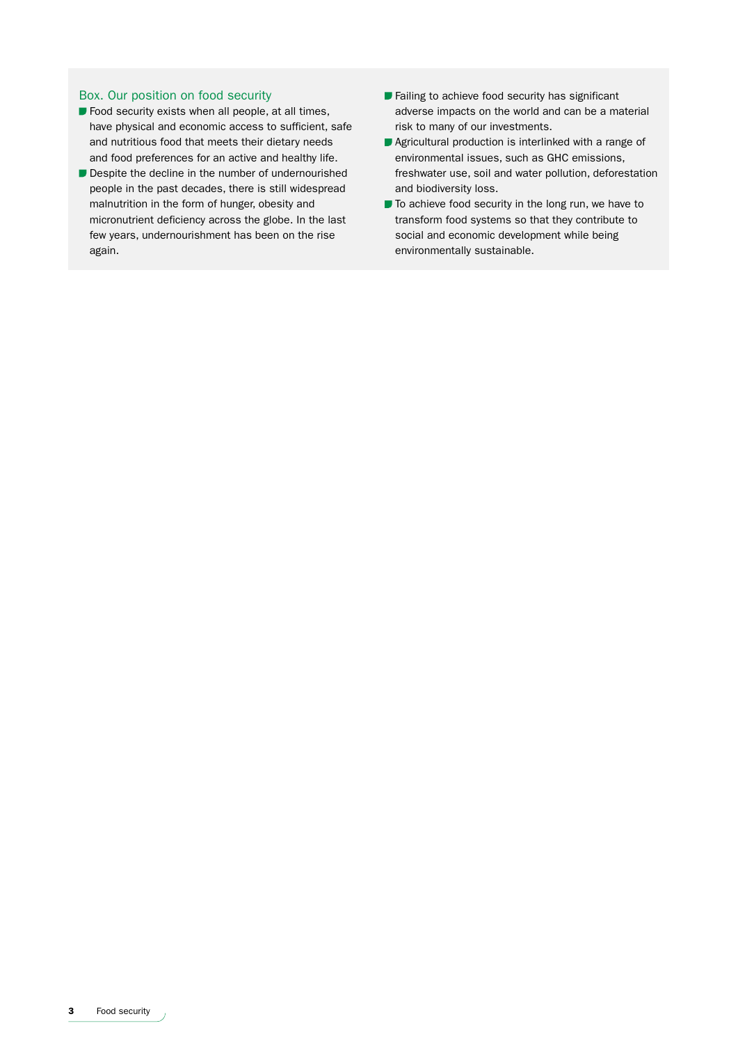### Box. Our position on food security

- Food security exists when all people, at all times, have physical and economic access to sufficient, safe and nutritious food that meets their dietary needs and food preferences for an active and healthy life.
- Despite the decline in the number of undernourished people in the past decades, there is still widespread malnutrition in the form of hunger, obesity and micronutrient deficiency across the globe. In the last few years, undernourishment has been on the rise again.
- Failing to achieve food security has significant adverse impacts on the world and can be a material risk to many of our investments.
- Agricultural production is interlinked with a range of environmental issues, such as GHC emissions, freshwater use, soil and water pollution, deforestation and biodiversity loss.
- To achieve food security in the long run, we have to transform food systems so that they contribute to social and economic development while being environmentally sustainable.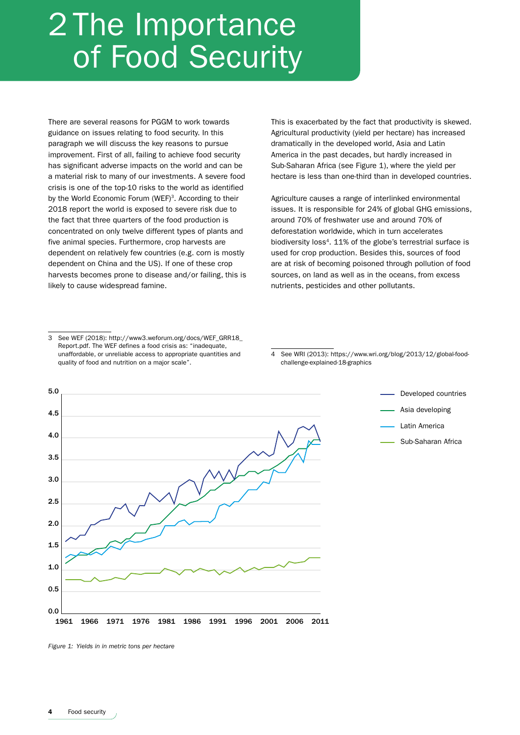# 2 The Importance of Food Security

There are several reasons for PGGM to work towards guidance on issues relating to food security. In this paragraph we will discuss the key reasons to pursue improvement. First of all, failing to achieve food security has significant adverse impacts on the world and can be a material risk to many of our investments. A severe food crisis is one of the top-10 risks to the world as identified by the World Economic Forum (WEF)[3]. According to their 2018 report the world is exposed to severe risk due to the fact that three quarters of the food production is concentrated on only twelve different types of plants and five animal species. Furthermore, crop harvests are dependent on relatively few countries (e.g. corn is mostly dependent on China and the US). If one of these crop harvests becomes prone to disease and/or failing, this is likely to cause widespread famine.

This is exacerbated by the fact that productivity is skewed. Agricultural productivity (yield per hectare) has increased dramatically in the developed world, Asia and Latin America in the past decades, but hardly increased in Sub-Saharan Africa (see Figure 1), where the yield per hectare is less than one-third than in developed countries.

Agriculture causes a range of interlinked environmental issues. It is responsible for 24% of global GHG emissions, around 70% of freshwater use and around 70% of deforestation worldwide, which in turn accelerates biodiversity loss[4]. 11% of the globe's terrestrial surface is used for crop production. Besides this, sources of food are at risk of becoming poisoned through pollution of food sources, on land as well as in the oceans, from excess nutrients, pesticides and other pollutants.

3 See WEF (2018): http://www3.weforum.org/docs/WEF_GRR18_Report.pdf. The WEF defines a food crisis as: "inadequate, unaffordable, or unreliable access to appropriate quantities and quality of food and nutrition on a major scale".

4 See WRI (2013): https://www.wri.org/blog/2013/12/global-food-challenge-explained-18-graphics

*Figure 1: Yields in in metric tons per hectare*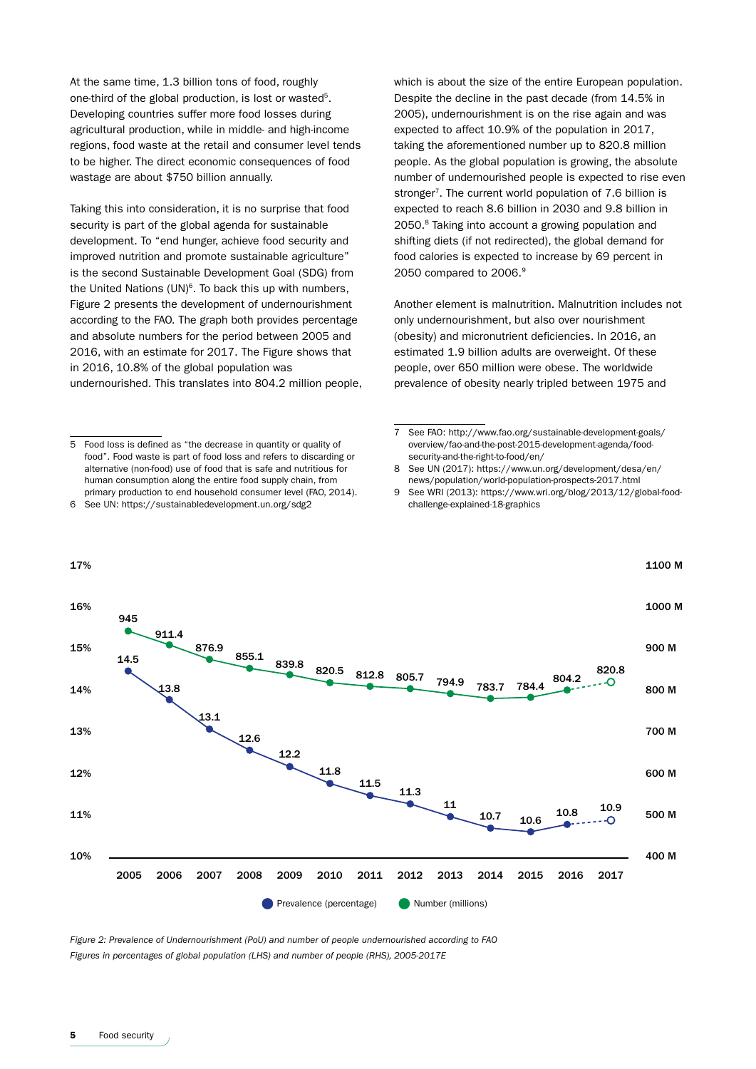At the same time, 1.3 billion tons of food, roughly one-third of the global production, is lost or wasted[5]. Developing countries suffer more food losses during agricultural production, while in middle- and high-income regions, food waste at the retail and consumer level tends to be higher. The direct economic consequences of food wastage are about $750 billion annually.

Taking this into consideration, it is no surprise that food security is part of the global agenda for sustainable development. To "end hunger, achieve food security and improved nutrition and promote sustainable agriculture" is the second Sustainable Development Goal (SDG) from the United Nations (UN)[6]. To back this up with numbers, Figure 2 presents the development of undernourishment according to the FAO. The graph both provides percentage and absolute numbers for the period between 2005 and 2016, with an estimate for 2017. The Figure shows that in 2016, 10.8% of the global population was undernourished. This translates into 804.2 million people, which is about the size of the entire European population. Despite the decline in the past decade (from 14.5% in 2005), undernourishment is on the rise again and was expected to affect 10.9% of the population in 2017, taking the aforementioned number up to 820.8 million people. As the global population is growing, the absolute number of undernourished people is expected to rise even stronger[7]. The current world population of 7.6 billion is expected to reach 8.6 billion in 2030 and 9.8 billion in 2050.[8] Taking into account a growing population and shifting diets (if not redirected), the global demand for food calories is expected to increase by 69 percent in 2050 compared to 2006.[9]

Another element is malnutrition. Malnutrition includes not only undernourishment, but also over nourishment (obesity) and micronutrient deficiencies. In 2016, an estimated 1.9 billion adults are overweight. Of these people, over 650 million were obese. The worldwide prevalence of obesity nearly tripled between 1975 and

| Year | Prevalence (percentage) | Number (millions) |
|---|---|---|
| 2005 | 14.5 | 945 |
| 2006 | 13.8 | 911.4 |
| 2007 | 13.1 | 876.9 |
| 2008 | 12.6 | 855.1 |
| 2009 | 12.2 | 839.8 |
| 2010 | 11.8 | 820.5 |
| 2011 | 11.5 | 812.8 |
| 2012 | 11.3 | 805.7 |
| 2013 | 11 | 794.9 |
| 2014 | 10.7 | 783.7 |
| 2015 | 10.6 | 784.4 |
| 2016 | 10.8 | 804.2 |
| 2017 | 10.9 | 820.8 |

*Figure 2: Prevalence of Undernourishment (PoU) and number of people undernourished according to FAO*
*Figures in percentages of global population (LHS) and number of people (RHS), 2005-2017E*

---

5 Food loss is defined as "the decrease in quantity or quality of food". Food waste is part of food loss and refers to discarding or alternative (non-food) use of food that is safe and nutritious for human consumption along the entire food supply chain, from primary production to end household consumer level (FAO, 2014).

6 See UN: https://sustainabledevelopment.un.org/sdg2

7 See FAO: http://www.fao.org/sustainable-development-goals/overview/fao-and-the-post-2015-development-agenda/food-security-and-the-right-to-food/en/

8 See UN (2017): https://www.un.org/development/desa/en/news/population/world-population-prospects-2017.html

9 See WRI (2013): https://www.wri.org/blog/2013/12/global-food-challenge-explained-18-graphics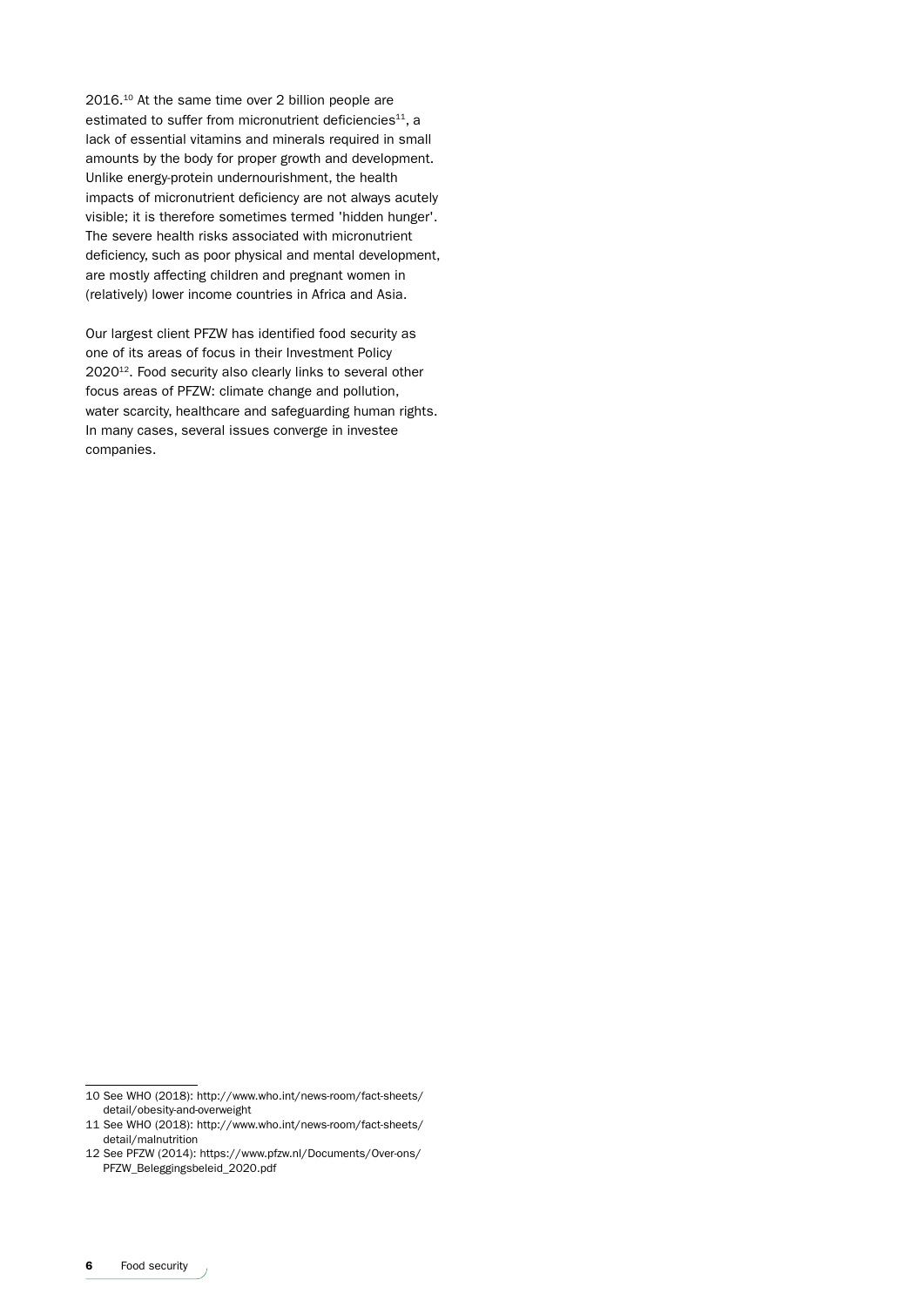2016.[10] At the same time over 2 billion people are estimated to suffer from micronutrient deficiencies[11], a lack of essential vitamins and minerals required in small amounts by the body for proper growth and development. Unlike energy-protein undernourishment, the health impacts of micronutrient deficiency are not always acutely visible; it is therefore sometimes termed 'hidden hunger'. The severe health risks associated with micronutrient deficiency, such as poor physical and mental development, are mostly affecting children and pregnant women in (relatively) lower income countries in Africa and Asia.

Our largest client PFZW has identified food security as one of its areas of focus in their Investment Policy 2020[12]. Food security also clearly links to several other focus areas of PFZW: climate change and pollution, water scarcity, healthcare and safeguarding human rights. In many cases, several issues converge in investee companies.

---

10 See WHO (2018): http://www.who.int/news-room/fact-sheets/detail/obesity-and-overweight

11 See WHO (2018): http://www.who.int/news-room/fact-sheets/detail/malnutrition

12 See PFZW (2014): https://www.pfzw.nl/Documents/Over-ons/PFZW_Beleggingsbeleid_2020.pdf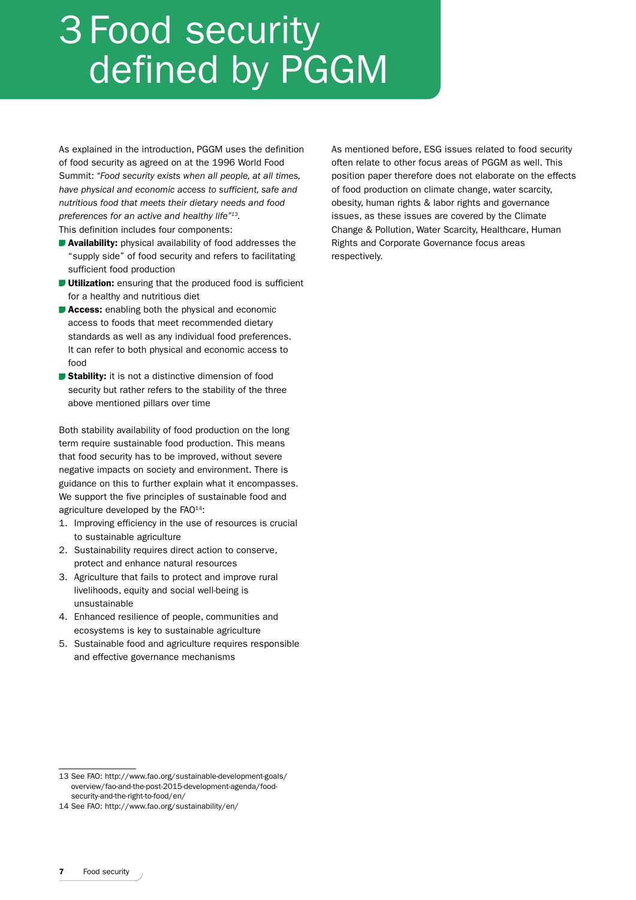# 3 Food security defined by PGGM

As explained in the introduction, PGGM uses the definition of food security as agreed on at the 1996 World Food Summit: *"Food security exists when all people, at all times, have physical and economic access to sufficient, safe and nutritious food that meets their dietary needs and food preferences for an active and healthy life"*[13].

This definition includes four components:

- **Availability:** physical availability of food addresses the "supply side" of food security and refers to facilitating sufficient food production
- **Utilization:** ensuring that the produced food is sufficient for a healthy and nutritious diet
- **Access:** enabling both the physical and economic access to foods that meet recommended dietary standards as well as any individual food preferences. It can refer to both physical and economic access to food
- **Stability:** it is not a distinctive dimension of food security but rather refers to the stability of the three above mentioned pillars over time

Both stability availability of food production on the long term require sustainable food production. This means that food security has to be improved, without severe negative impacts on society and environment. There is guidance on this to further explain what it encompasses. We support the five principles of sustainable food and agriculture developed by the FAO[14]:

1. Improving efficiency in the use of resources is crucial to sustainable agriculture
2. Sustainability requires direct action to conserve, protect and enhance natural resources
3. Agriculture that fails to protect and improve rural livelihoods, equity and social well-being is unsustainable
4. Enhanced resilience of people, communities and ecosystems is key to sustainable agriculture
5. Sustainable food and agriculture requires responsible and effective governance mechanisms

As mentioned before, ESG issues related to food security often relate to other focus areas of PGGM as well. This position paper therefore does not elaborate on the effects of food production on climate change, water scarcity, obesity, human rights & labor rights and governance issues, as these issues are covered by the Climate Change & Pollution, Water Scarcity, Healthcare, Human Rights and Corporate Governance focus areas respectively.

---

13 See FAO: http://www.fao.org/sustainable-development-goals/overview/fao-and-the-post-2015-development-agenda/food-security-and-the-right-to-food/en/

14 See FAO: http://www.fao.org/sustainability/en/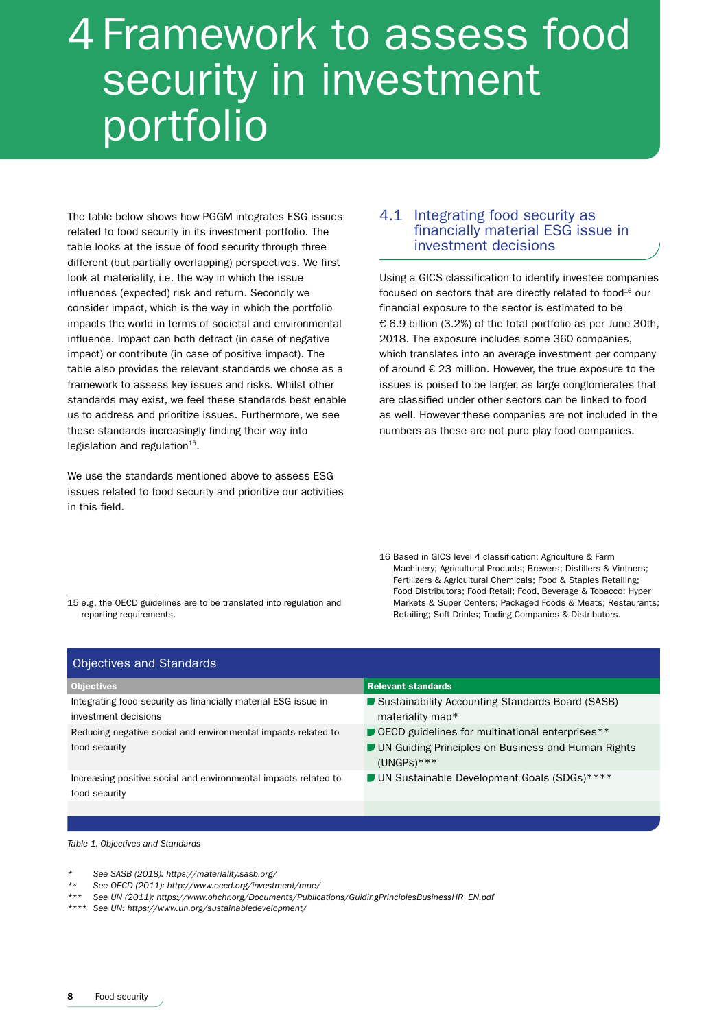# 4 Framework to assess food security in investment portfolio

The table below shows how PGGM integrates ESG issues related to food security in its investment portfolio. The table looks at the issue of food security through three different (but partially overlapping) perspectives. We first look at materiality, i.e. the way in which the issue influences (expected) risk and return. Secondly we consider impact, which is the way in which the portfolio impacts the world in terms of societal and environmental influence. Impact can both detract (in case of negative impact) or contribute (in case of positive impact). The table also provides the relevant standards we chose as a framework to assess key issues and risks. Whilst other standards may exist, we feel these standards best enable us to address and prioritize issues. Furthermore, we see these standards increasingly finding their way into legislation and regulation[15].

We use the standards mentioned above to assess ESG issues related to food security and prioritize our activities in this field.

15 e.g. the OECD guidelines are to be translated into regulation and reporting requirements.

## 4.1 Integrating food security as financially material ESG issue in investment decisions

Using a GICS classification to identify investee companies focused on sectors that are directly related to food[16] our financial exposure to the sector is estimated to be € 6.9 billion (3.2%) of the total portfolio as per June 30th, 2018. The exposure includes some 360 companies, which translates into an average investment per company of around € 23 million. However, the true exposure to the issues is poised to be larger, as large conglomerates that are classified under other sectors can be linked to food as well. However these companies are not included in the numbers as these are not pure play food companies.

16 Based in GICS level 4 classification: Agriculture & Farm Machinery; Agricultural Products; Brewers; Distillers & Vintners; Fertilizers & Agricultural Chemicals; Food & Staples Retailing; Food Distributors; Food Retail; Food, Beverage & Tobacco; Hyper Markets & Super Centers; Packaged Foods & Meats; Restaurants; Retailing; Soft Drinks; Trading Companies & Distributors.

**Objectives and Standards**

| Objectives | Relevant standards |
|---|---|
| Integrating food security as financially material ESG issue in investment decisions | Sustainability Accounting Standards Board (SASB) materiality map* |
| Reducing negative social and environmental impacts related to food security | OECD guidelines for multinational enterprises**<br>UN Guiding Principles on Business and Human Rights (UNGPs)*** |
| Increasing positive social and environmental impacts related to food security | UN Sustainable Development Goals (SDGs)**** |

*Table 1. Objectives and Standards*

\* See SASB (2018): https://materiality.sasb.org/
** See OECD (2011): http://www.oecd.org/investment/mne/
*** See UN (2011): https://www.ohchr.org/Documents/Publications/GuidingPrinciplesBusinessHR_EN.pdf
**** See UN: https://www.un.org/sustainabledevelopment/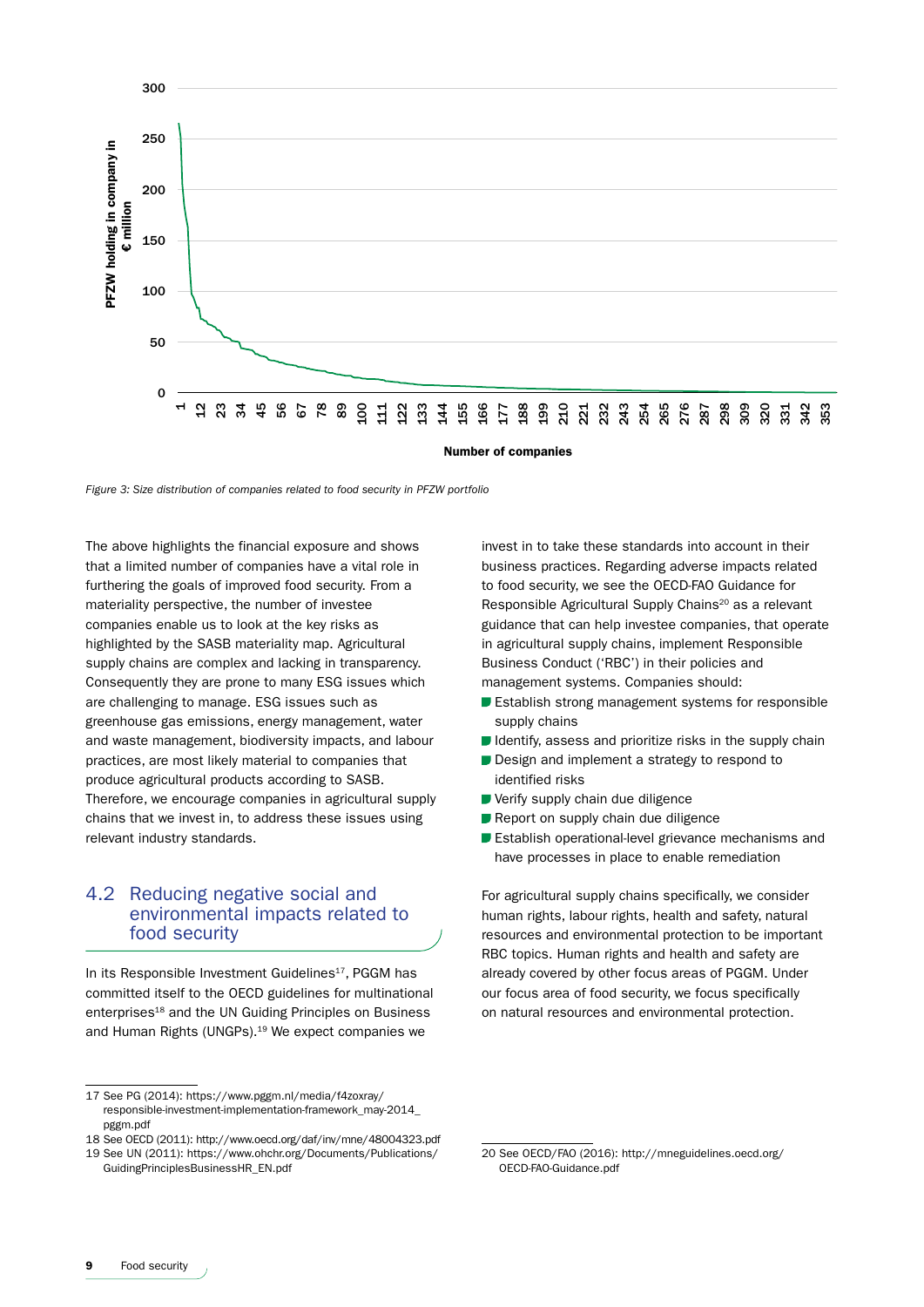*Figure 3: Size distribution of companies related to food security in PFZW portfolio*

The above highlights the financial exposure and shows that a limited number of companies have a vital role in furthering the goals of improved food security. From a materiality perspective, the number of investee companies enable us to look at the key risks as highlighted by the SASB materiality map. Agricultural supply chains are complex and lacking in transparency. Consequently they are prone to many ESG issues which are challenging to manage. ESG issues such as greenhouse gas emissions, energy management, water and waste management, biodiversity impacts, and labour practices, are most likely material to companies that produce agricultural products according to SASB. Therefore, we encourage companies in agricultural supply chains that we invest in, to address these issues using relevant industry standards.

## 4.2 Reducing negative social and environmental impacts related to food security

In its Responsible Investment Guidelines[17], PGGM has committed itself to the OECD guidelines for multinational enterprises[18] and the UN Guiding Principles on Business and Human Rights (UNGPs).[19] We expect companies we invest in to take these standards into account in their business practices. Regarding adverse impacts related to food security, we see the OECD-FAO Guidance for Responsible Agricultural Supply Chains[20] as a relevant guidance that can help investee companies, that operate in agricultural supply chains, implement Responsible Business Conduct ('RBC') in their policies and management systems. Companies should:

- Establish strong management systems for responsible supply chains
- Identify, assess and prioritize risks in the supply chain
- Design and implement a strategy to respond to identified risks
- Verify supply chain due diligence
- Report on supply chain due diligence
- Establish operational-level grievance mechanisms and have processes in place to enable remediation

For agricultural supply chains specifically, we consider human rights, labour rights, health and safety, natural resources and environmental protection to be important RBC topics. Human rights and health and safety are already covered by other focus areas of PGGM. Under our focus area of food security, we focus specifically on natural resources and environmental protection.

---

17 See PG (2014): https://www.pggm.nl/media/f4zoxray/responsible-investment-implementation-framework_may-2014_pggm.pdf

18 See OECD (2011): http://www.oecd.org/daf/inv/mne/48004323.pdf

19 See UN (2011): https://www.ohchr.org/Documents/Publications/GuidingPrinciplesBusinessHR_EN.pdf

20 See OECD/FAO (2016): http://mneguidelines.oecd.org/OECD-FAO-Guidance.pdf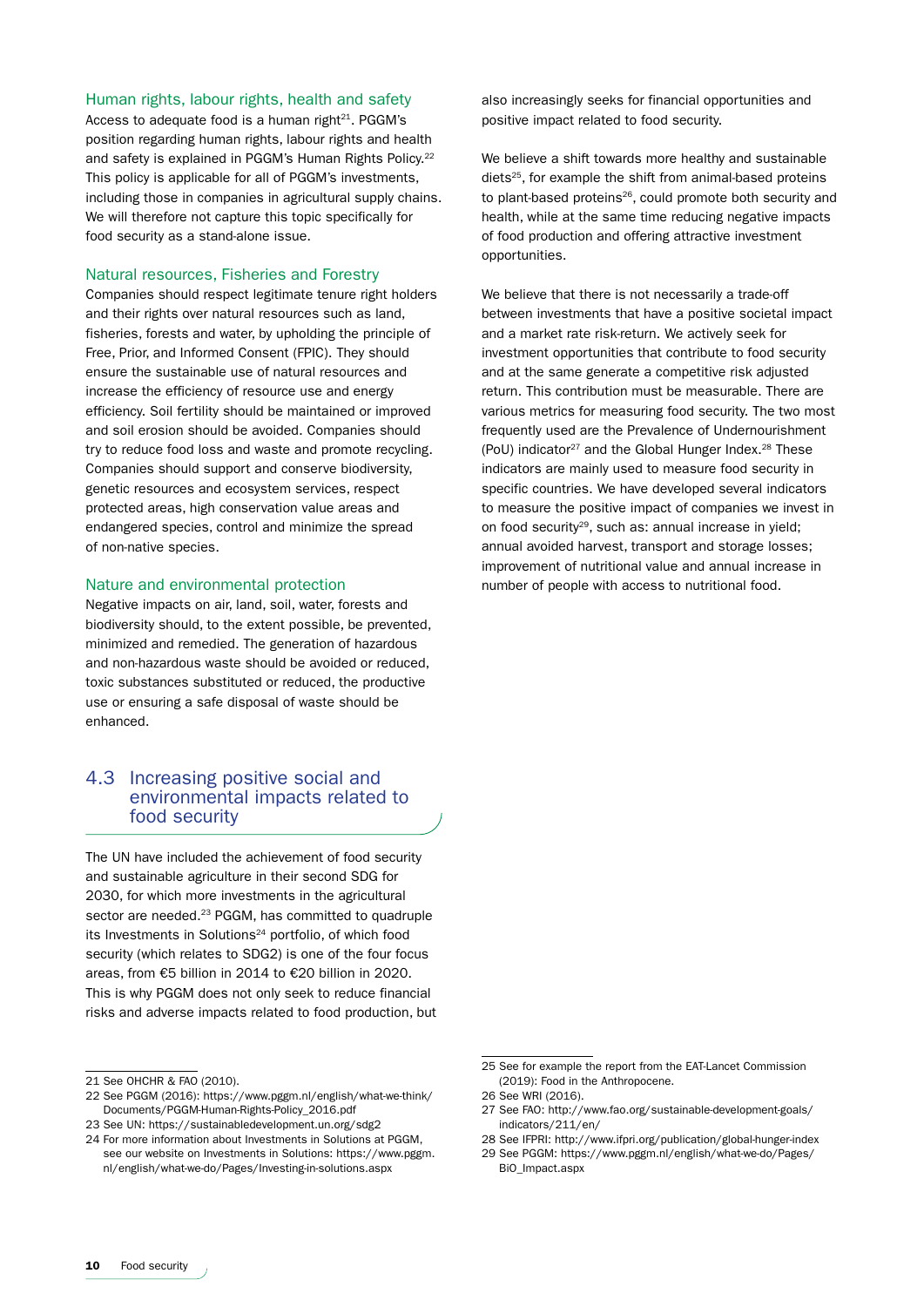### Human rights, labour rights, health and safety

Access to adequate food is a human right[21]. PGGM's position regarding human rights, labour rights and health and safety is explained in PGGM's Human Rights Policy.[22] This policy is applicable for all of PGGM's investments, including those in companies in agricultural supply chains. We will therefore not capture this topic specifically for food security as a stand-alone issue.

### Natural resources, Fisheries and Forestry

Companies should respect legitimate tenure right holders and their rights over natural resources such as land, fisheries, forests and water, by upholding the principle of Free, Prior, and Informed Consent (FPIC). They should ensure the sustainable use of natural resources and increase the efficiency of resource use and energy efficiency. Soil fertility should be maintained or improved and soil erosion should be avoided. Companies should try to reduce food loss and waste and promote recycling. Companies should support and conserve biodiversity, genetic resources and ecosystem services, respect protected areas, high conservation value areas and endangered species, control and minimize the spread of non-native species.

### Nature and environmental protection

Negative impacts on air, land, soil, water, forests and biodiversity should, to the extent possible, be prevented, minimized and remedied. The generation of hazardous and non-hazardous waste should be avoided or reduced, toxic substances substituted or reduced, the productive use or ensuring a safe disposal of waste should be enhanced.

## 4.3 Increasing positive social and environmental impacts related to food security

The UN have included the achievement of food security and sustainable agriculture in their second SDG for 2030, for which more investments in the agricultural sector are needed.[23] PGGM, has committed to quadruple its Investments in Solutions[24] portfolio, of which food security (which relates to SDG2) is one of the four focus areas, from €5 billion in 2014 to €20 billion in 2020. This is why PGGM does not only seek to reduce financial risks and adverse impacts related to food production, but also increasingly seeks for financial opportunities and positive impact related to food security.

We believe a shift towards more healthy and sustainable diets[25], for example the shift from animal-based proteins to plant-based proteins[26], could promote both security and health, while at the same time reducing negative impacts of food production and offering attractive investment opportunities.

We believe that there is not necessarily a trade-off between investments that have a positive societal impact and a market rate risk-return. We actively seek for investment opportunities that contribute to food security and at the same generate a competitive risk adjusted return. This contribution must be measurable. There are various metrics for measuring food security. The two most frequently used are the Prevalence of Undernourishment (PoU) indicator[27] and the Global Hunger Index.[28] These indicators are mainly used to measure food security in specific countries. We have developed several indicators to measure the positive impact of companies we invest in on food security[29], such as: annual increase in yield; annual avoided harvest, transport and storage losses; improvement of nutritional value and annual increase in number of people with access to nutritional food.

---

21 See OHCHR & FAO (2010).

22 See PGGM (2016): https://www.pggm.nl/english/what-we-think/Documents/PGGM-Human-Rights-Policy_2016.pdf

23 See UN: https://sustainabledevelopment.un.org/sdg2

24 For more information about Investments in Solutions at PGGM, see our website on Investments in Solutions: https://www.pggm.nl/english/what-we-do/Pages/Investing-in-solutions.aspx

25 See for example the report from the EAT-Lancet Commission (2019): Food in the Anthropocene.

26 See WRI (2016).

27 See FAO: http://www.fao.org/sustainable-development-goals/indicators/211/en/

28 See IFPRI: http://www.ifpri.org/publication/global-hunger-index

29 See PGGM: https://www.pggm.nl/english/what-we-do/Pages/BiO_Impact.aspx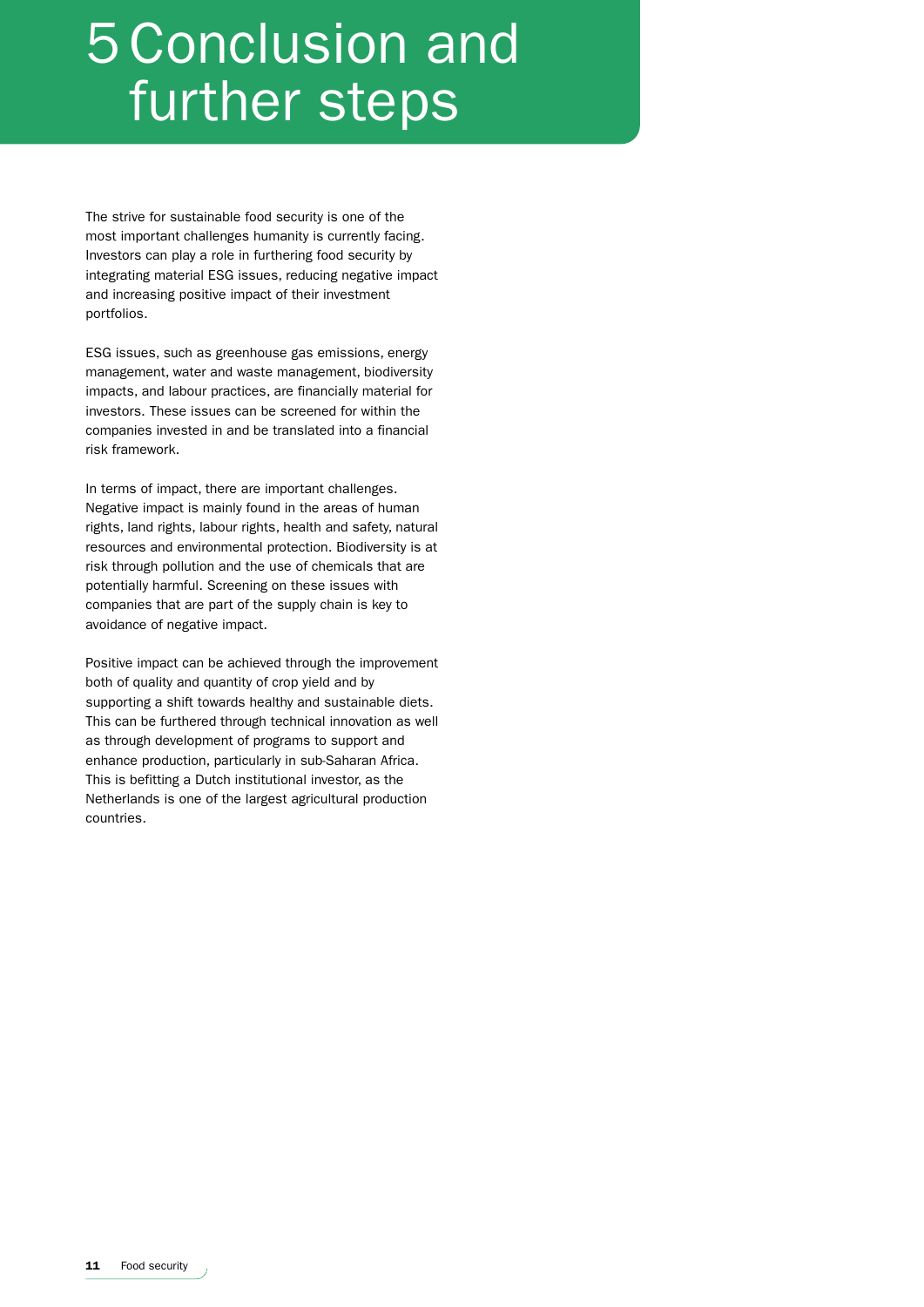# 5 Conclusion and further steps

The strive for sustainable food security is one of the most important challenges humanity is currently facing. Investors can play a role in furthering food security by integrating material ESG issues, reducing negative impact and increasing positive impact of their investment portfolios.

ESG issues, such as greenhouse gas emissions, energy management, water and waste management, biodiversity impacts, and labour practices, are financially material for investors. These issues can be screened for within the companies invested in and be translated into a financial risk framework.

In terms of impact, there are important challenges. Negative impact is mainly found in the areas of human rights, land rights, labour rights, health and safety, natural resources and environmental protection. Biodiversity is at risk through pollution and the use of chemicals that are potentially harmful. Screening on these issues with companies that are part of the supply chain is key to avoidance of negative impact.

Positive impact can be achieved through the improvement both of quality and quantity of crop yield and by supporting a shift towards healthy and sustainable diets. This can be furthered through technical innovation as well as through development of programs to support and enhance production, particularly in sub-Saharan Africa. This is befitting a Dutch institutional investor, as the Netherlands is one of the largest agricultural production countries.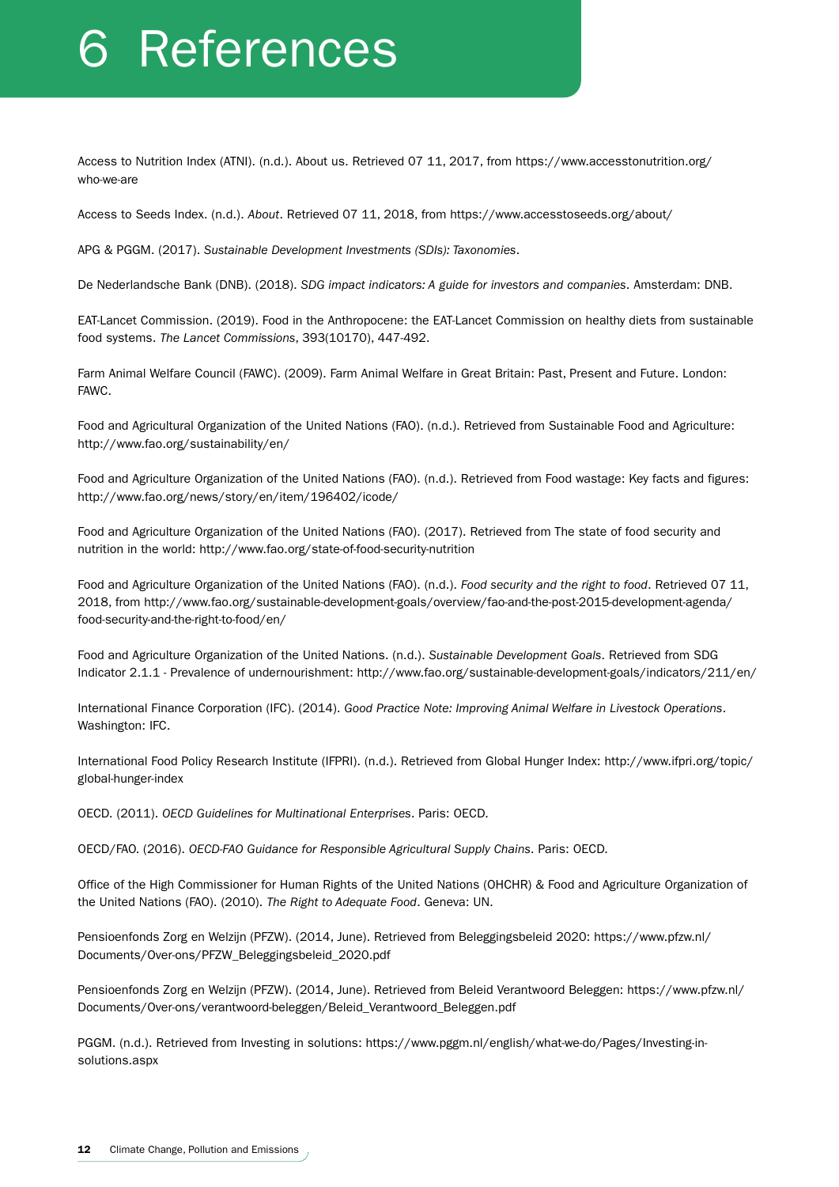# 6 References

Access to Nutrition Index (ATNI). (n.d.). About us. Retrieved 07 11, 2017, from https://www.accesstonutrition.org/who-we-are

Access to Seeds Index. (n.d.). *About*. Retrieved 07 11, 2018, from https://www.accesstoseeds.org/about/

APG & PGGM. (2017). *Sustainable Development Investments (SDIs): Taxonomies*.

De Nederlandsche Bank (DNB). (2018). *SDG impact indicators: A guide for investors and companies*. Amsterdam: DNB.

EAT-Lancet Commission. (2019). Food in the Anthropocene: the EAT-Lancet Commission on healthy diets from sustainable food systems. *The Lancet Commissions*, 393(10170), 447-492.

Farm Animal Welfare Council (FAWC). (2009). Farm Animal Welfare in Great Britain: Past, Present and Future. London: FAWC.

Food and Agricultural Organization of the United Nations (FAO). (n.d.). Retrieved from Sustainable Food and Agriculture: http://www.fao.org/sustainability/en/

Food and Agriculture Organization of the United Nations (FAO). (n.d.). Retrieved from Food wastage: Key facts and figures: http://www.fao.org/news/story/en/item/196402/icode/

Food and Agriculture Organization of the United Nations (FAO). (2017). Retrieved from The state of food security and nutrition in the world: http://www.fao.org/state-of-food-security-nutrition

Food and Agriculture Organization of the United Nations (FAO). (n.d.). *Food security and the right to food*. Retrieved 07 11, 2018, from http://www.fao.org/sustainable-development-goals/overview/fao-and-the-post-2015-development-agenda/food-security-and-the-right-to-food/en/

Food and Agriculture Organization of the United Nations. (n.d.). *Sustainable Development Goals*. Retrieved from SDG Indicator 2.1.1 - Prevalence of undernourishment: http://www.fao.org/sustainable-development-goals/indicators/211/en/

International Finance Corporation (IFC). (2014). *Good Practice Note: Improving Animal Welfare in Livestock Operations*. Washington: IFC.

International Food Policy Research Institute (IFPRI). (n.d.). Retrieved from Global Hunger Index: http://www.ifpri.org/topic/global-hunger-index

OECD. (2011). *OECD Guidelines for Multinational Enterprises*. Paris: OECD.

OECD/FAO. (2016). *OECD-FAO Guidance for Responsible Agricultural Supply Chains*. Paris: OECD.

Office of the High Commissioner for Human Rights of the United Nations (OHCHR) & Food and Agriculture Organization of the United Nations (FAO). (2010). *The Right to Adequate Food*. Geneva: UN.

Pensioenfonds Zorg en Welzijn (PFZW). (2014, June). Retrieved from Beleggingsbeleid 2020: https://www.pfzw.nl/Documents/Over-ons/PFZW_Beleggingsbeleid_2020.pdf

Pensioenfonds Zorg en Welzijn (PFZW). (2014, June). Retrieved from Beleid Verantwoord Beleggen: https://www.pfzw.nl/Documents/Over-ons/verantwoord-beleggen/Beleid_Verantwoord_Beleggen.pdf

PGGM. (n.d.). Retrieved from Investing in solutions: https://www.pggm.nl/english/what-we-do/Pages/Investing-in-solutions.aspx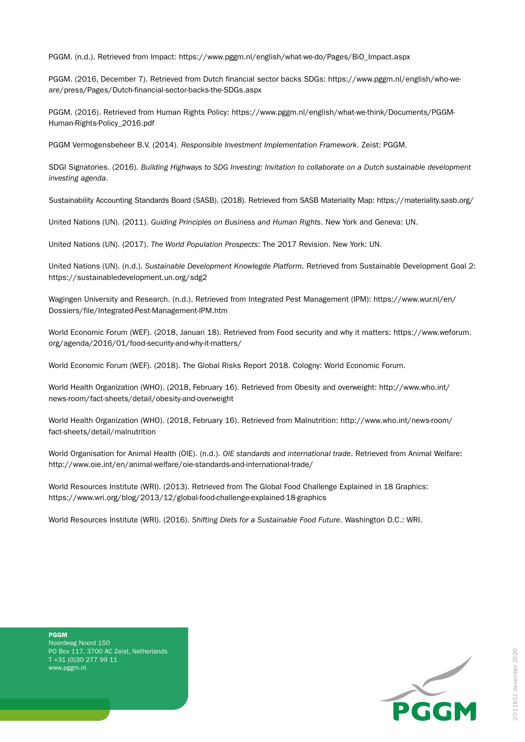PGGM. (n.d.). Retrieved from Impact: https://www.pggm.nl/english/what-we-do/Pages/BiO_Impact.aspx

PGGM. (2016, December 7). Retrieved from Dutch financial sector backs SDGs: https://www.pggm.nl/english/who-we-are/press/Pages/Dutch-financial-sector-backs-the-SDGs.aspx

PGGM. (2016). Retrieved from Human Rights Policy: https://www.pggm.nl/english/what-we-think/Documents/PGGM-Human-Rights-Policy_2016.pdf

PGGM Vermogensbeheer B.V. (2014). *Responsible Investment Implementation Framework*. Zeist: PGGM.

SDGI Signatories. (2016). *Building Highways to SDG Investing: Invitation to collaborate on a Dutch sustainable development investing agenda*.

Sustainability Accounting Standards Board (SASB). (2018). Retrieved from SASB Materiality Map: https://materiality.sasb.org/

United Nations (UN). (2011). *Guiding Principles on Business and Human Rights*. New York and Geneva: UN.

United Nations (UN). (2017). *The World Population Prospects*: The 2017 Revision. New York: UN.

United Nations (UN). (n.d.). *Sustainable Development Knowlegde Platform*. Retrieved from Sustainable Development Goal 2: https://sustainabledevelopment.un.org/sdg2

Wagingen University and Research. (n.d.). Retrieved from Integrated Pest Management (IPM): https://www.wur.nl/en/Dossiers/file/Integrated-Pest-Management-IPM.htm

World Economic Forum (WEF). (2018, Januari 18). Retrieved from Food security and why it matters: https://www.weforum.org/agenda/2016/01/food-security-and-why-it-matters/

World Economic Forum (WEF). (2018). The Global Risks Report 2018. Cologny: World Economic Forum.

World Health Organization (WHO). (2018, February 16). Retrieved from Obesity and overweight: http://www.who.int/news-room/fact-sheets/detail/obesity-and-overweight

World Health Organization (WHO). (2018, February 16). Retrieved from Malnutrition: http://www.who.int/news-room/fact-sheets/detail/malnutrition

World Organisation for Animal Health (OIE). (n.d.). *OIE standards and international trade*. Retrieved from Animal Welfare: http://www.oie.int/en/animal-welfare/oie-standards-and-international-trade/

World Resources Institute (WRI). (2013). Retrieved from The Global Food Challenge Explained in 18 Graphics: https://www.wri.org/blog/2013/12/global-food-challenge-explained-18-graphics

World Resources Institute (WRI). (2016). *Shifting Diets for a Sustainable Food Future*. Washington D.C.: WRI.

**PGGM**
Noordweg Noord 150
PO Box 117, 3700 AC Zeist, Netherlands
T +31 (0)30 277 99 11
www.pggm.nl

PGGM

20-11851 december 2020